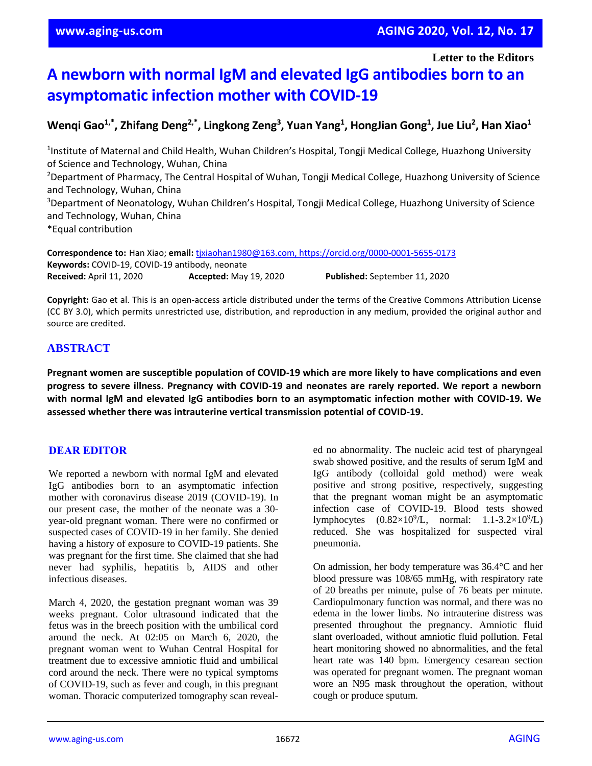Letter to the Editors

# A newborn with normal IgM and elevated IgG antibodies born to an asymptomatic infection mother with COVID-19

**Wenqi Gao[1,*], Zhifang Deng[2,*], Lingkong Zeng[3], Yuan Yang[1], HongJian Gong[1], Jue Liu[2], Han Xiao[1]**

[1]Institute of Maternal and Child Health, Wuhan Children's Hospital, Tongji Medical College, Huazhong University of Science and Technology, Wuhan, China

[2]Department of Pharmacy, The Central Hospital of Wuhan, Tongji Medical College, Huazhong University of Science and Technology, Wuhan, China

[3]Department of Neonatology, Wuhan Children's Hospital, Tongji Medical College, Huazhong University of Science and Technology, Wuhan, China

*Equal contribution

**Correspondence to:** Han Xiao; **email:** tjxiaohan1980@163.com, https://orcid.org/0000-0001-5655-0173
**Keywords:** COVID-19, COVID-19 antibody, neonate
**Received:** April 11, 2020 **Accepted:** May 19, 2020 **Published:** September 11, 2020

**Copyright:** Gao et al. This is an open-access article distributed under the terms of the Creative Commons Attribution License (CC BY 3.0), which permits unrestricted use, distribution, and reproduction in any medium, provided the original author and source are credited.

## ABSTRACT

**Pregnant women are susceptible population of COVID-19 which are more likely to have complications and even progress to severe illness. Pregnancy with COVID-19 and neonates are rarely reported. We report a newborn with normal IgM and elevated IgG antibodies born to an asymptomatic infection mother with COVID-19. We assessed whether there was intrauterine vertical transmission potential of COVID-19.**

## DEAR EDITOR

We reported a newborn with normal IgM and elevated IgG antibodies born to an asymptomatic infection mother with coronavirus disease 2019 (COVID-19). In our present case, the mother of the neonate was a 30-year-old pregnant woman. There were no confirmed or suspected cases of COVID-19 in her family. She denied having a history of exposure to COVID-19 patients. She was pregnant for the first time. She claimed that she had never had syphilis, hepatitis b, AIDS and other infectious diseases.

March 4, 2020, the gestation pregnant woman was 39 weeks pregnant. Color ultrasound indicated that the fetus was in the breech position with the umbilical cord around the neck. At 02:05 on March 6, 2020, the pregnant woman went to Wuhan Central Hospital for treatment due to excessive amniotic fluid and umbilical cord around the neck. There were no typical symptoms of COVID-19, such as fever and cough, in this pregnant woman. Thoracic computerized tomography scan revealed no abnormality. The nucleic acid test of pharyngeal swab showed positive, and the results of serum IgM and IgG antibody (colloidal gold method) were weak positive and strong positive, respectively, suggesting that the pregnant woman might be an asymptomatic infection case of COVID-19. Blood tests showed lymphocytes ($0.82 \times 10^9$/L, normal: $1.1\text{-}3.2 \times 10^9$/L) reduced. She was hospitalized for suspected viral pneumonia.

On admission, her body temperature was 36.4°C and her blood pressure was 108/65 mmHg, with respiratory rate of 20 breaths per minute, pulse of 76 beats per minute. Cardiopulmonary function was normal, and there was no edema in the lower limbs. No intrauterine distress was presented throughout the pregnancy. Amniotic fluid slant overloaded, without amniotic fluid pollution. Fetal heart monitoring showed no abnormalities, and the fetal heart rate was 140 bpm. Emergency cesarean section was operated for pregnant women. The pregnant woman wore an N95 mask throughout the operation, without cough or produce sputum.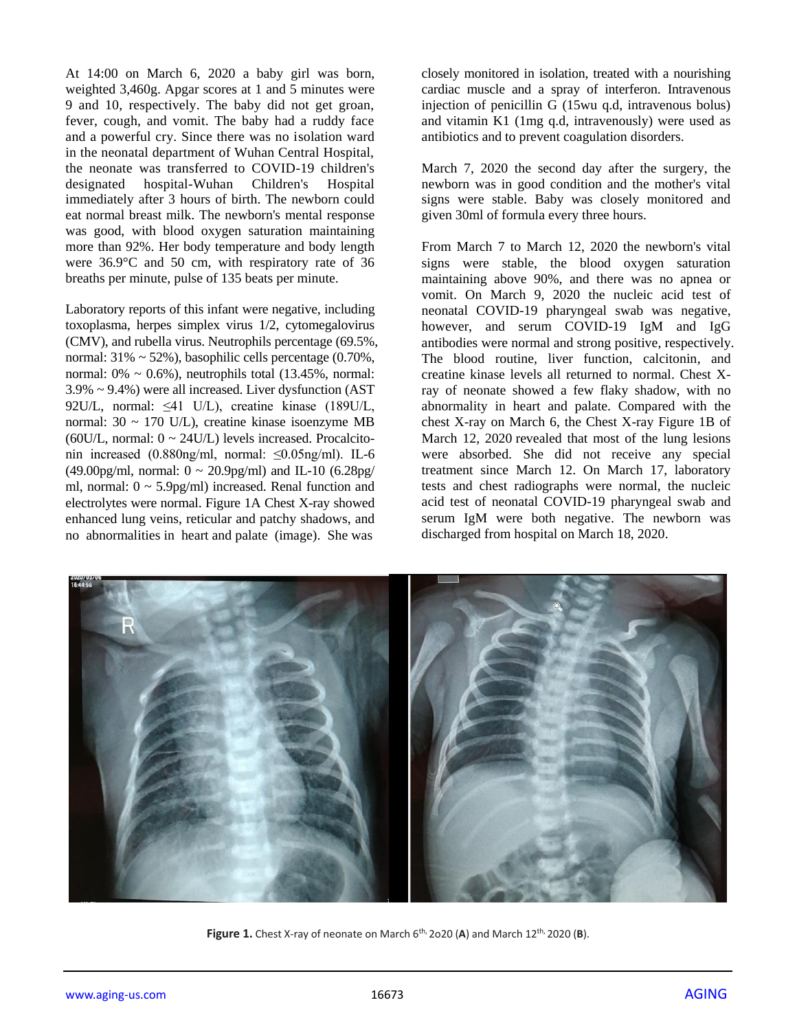At 14:00 on March 6, 2020 a baby girl was born, weighted 3,460g. Apgar scores at 1 and 5 minutes were 9 and 10, respectively. The baby did not get groan, fever, cough, and vomit. The baby had a ruddy face and a powerful cry. Since there was no isolation ward in the neonatal department of Wuhan Central Hospital, the neonate was transferred to COVID-19 children's designated hospital-Wuhan Children's Hospital immediately after 3 hours of birth. The newborn could eat normal breast milk. The newborn's mental response was good, with blood oxygen saturation maintaining more than 92%. Her body temperature and body length were 36.9°C and 50 cm, with respiratory rate of 36 breaths per minute, pulse of 135 beats per minute.

Laboratory reports of this infant were negative, including toxoplasma, herpes simplex virus 1/2, cytomegalovirus (CMV), and rubella virus. Neutrophils percentage (69.5%, normal: 31% ~ 52%), basophilic cells percentage (0.70%, normal: 0% ~ 0.6%), neutrophils total (13.45%, normal: 3.9% ~ 9.4%) were all increased. Liver dysfunction (AST 92U/L, normal: ≤41 U/L), creatine kinase (189U/L, normal: 30 ~ 170 U/L), creatine kinase isoenzyme MB (60U/L, normal: 0 ~ 24U/L) levels increased. Procalcitonin increased (0.880ng/ml, normal: ≤0.05ng/ml). IL-6 (49.00pg/ml, normal: 0 ~ 20.9pg/ml) and IL-10 (6.28pg/ml, normal: 0 ~ 5.9pg/ml) increased. Renal function and electrolytes were normal. Figure 1A Chest X-ray showed enhanced lung veins, reticular and patchy shadows, and no abnormalities in heart and palate (image). She was closely monitored in isolation, treated with a nourishing cardiac muscle and a spray of interferon. Intravenous injection of penicillin G (15wu q.d, intravenous bolus) and vitamin K1 (1mg q.d, intravenously) were used as antibiotics and to prevent coagulation disorders.

March 7, 2020 the second day after the surgery, the newborn was in good condition and the mother's vital signs were stable. Baby was closely monitored and given 30ml of formula every three hours.

From March 7 to March 12, 2020 the newborn's vital signs were stable, the blood oxygen saturation maintaining above 90%, and there was no apnea or vomit. On March 9, 2020 the nucleic acid test of neonatal COVID-19 pharyngeal swab was negative, however, and serum COVID-19 IgM and IgG antibodies were normal and strong positive, respectively. The blood routine, liver function, calcitonin, and creatine kinase levels all returned to normal. Chest X-ray of neonate showed a few flaky shadow, with no abnormality in heart and palate. Compared with the chest X-ray on March 6, the Chest X-ray Figure 1B of March 12, 2020 revealed that most of the lung lesions were absorbed. She did not receive any special treatment since March 12. On March 17, laboratory tests and chest radiographs were normal, the nucleic acid test of neonatal COVID-19 pharyngeal swab and serum IgM were both negative. The newborn was discharged from hospital on March 18, 2020.

**Figure 1.** Chest X-ray of neonate on March 6th, 2o20 (**A**) and March 12th, 2020 (**B**).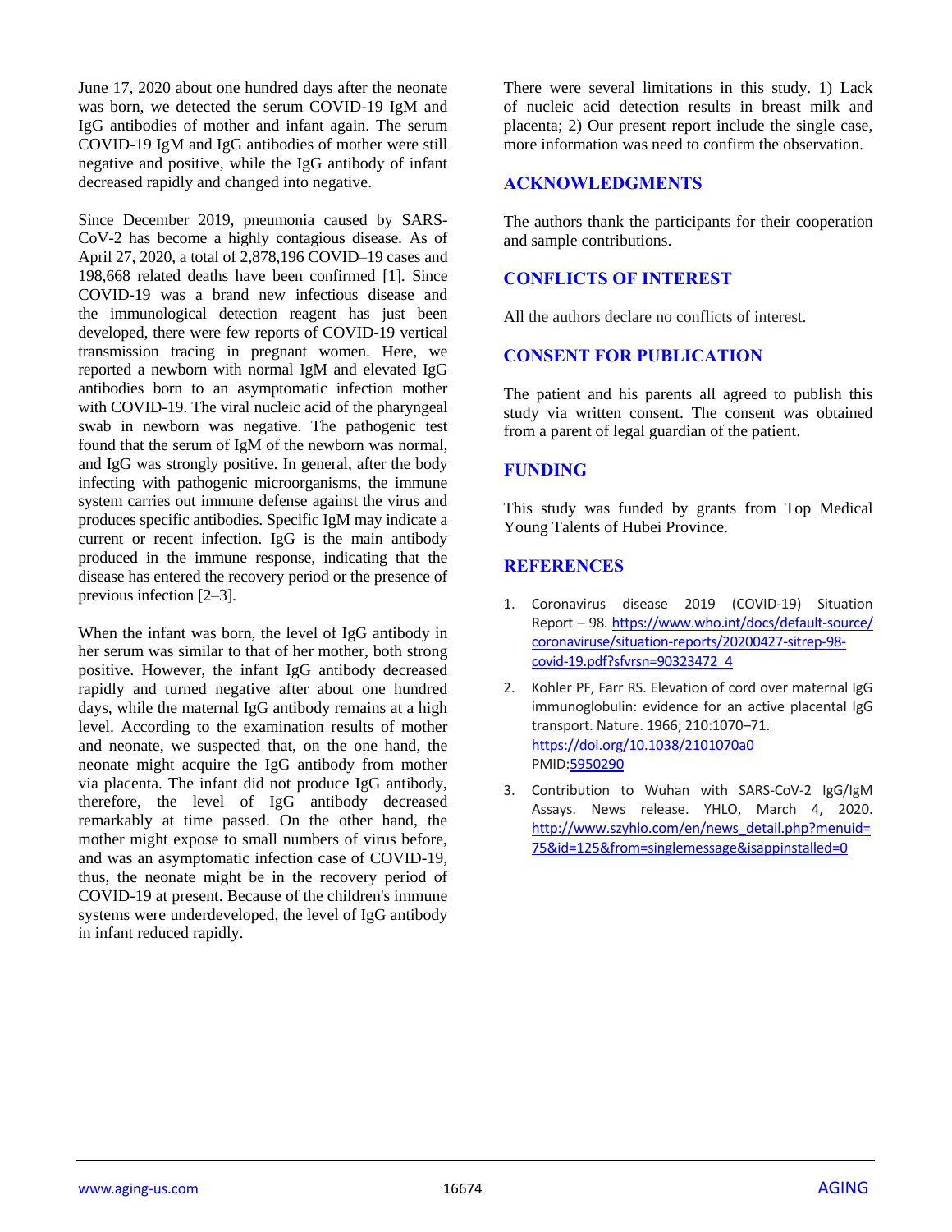June 17, 2020 about one hundred days after the neonate was born, we detected the serum COVID-19 IgM and IgG antibodies of mother and infant again. The serum COVID-19 IgM and IgG antibodies of mother were still negative and positive, while the IgG antibody of infant decreased rapidly and changed into negative.

Since December 2019, pneumonia caused by SARS-CoV-2 has become a highly contagious disease. As of April 27, 2020, a total of 2,878,196 COVID–19 cases and 198,668 related deaths have been confirmed [1]. Since COVID-19 was a brand new infectious disease and the immunological detection reagent has just been developed, there were few reports of COVID-19 vertical transmission tracing in pregnant women. Here, we reported a newborn with normal IgM and elevated IgG antibodies born to an asymptomatic infection mother with COVID-19. The viral nucleic acid of the pharyngeal swab in newborn was negative. The pathogenic test found that the serum of IgM of the newborn was normal, and IgG was strongly positive. In general, after the body infecting with pathogenic microorganisms, the immune system carries out immune defense against the virus and produces specific antibodies. Specific IgM may indicate a current or recent infection. IgG is the main antibody produced in the immune response, indicating that the disease has entered the recovery period or the presence of previous infection [2–3].

When the infant was born, the level of IgG antibody in her serum was similar to that of her mother, both strong positive. However, the infant IgG antibody decreased rapidly and turned negative after about one hundred days, while the maternal IgG antibody remains at a high level. According to the examination results of mother and neonate, we suspected that, on the one hand, the neonate might acquire the IgG antibody from mother via placenta. The infant did not produce IgG antibody, therefore, the level of IgG antibody decreased remarkably at time passed. On the other hand, the mother might expose to small numbers of virus before, and was an asymptomatic infection case of COVID-19, thus, the neonate might be in the recovery period of COVID-19 at present. Because of the children's immune systems were underdeveloped, the level of IgG antibody in infant reduced rapidly.

There were several limitations in this study. 1) Lack of nucleic acid detection results in breast milk and placenta; 2) Our present report include the single case, more information was need to confirm the observation.

## ACKNOWLEDGMENTS

The authors thank the participants for their cooperation and sample contributions.

## CONFLICTS OF INTEREST

All the authors declare no conflicts of interest.

## CONSENT FOR PUBLICATION

The patient and his parents all agreed to publish this study via written consent. The consent was obtained from a parent of legal guardian of the patient.

## FUNDING

This study was funded by grants from Top Medical Young Talents of Hubei Province.

## REFERENCES

1. Coronavirus disease 2019 (COVID-19) Situation Report – 98. https://www.who.int/docs/default-source/coronaviruse/situation-reports/20200427-sitrep-98-covid-19.pdf?sfvrsn=90323472_4
2. Kohler PF, Farr RS. Elevation of cord over maternal IgG immunoglobulin: evidence for an active placental IgG transport. Nature. 1966; 210:1070–71. https://doi.org/10.1038/2101070a0 PMID:5950290
3. Contribution to Wuhan with SARS-CoV-2 IgG/IgM Assays. News release. YHLO, March 4, 2020. http://www.szyhlo.com/en/news_detail.php?menuid=75&id=125&from=singlemessage&isappinstalled=0